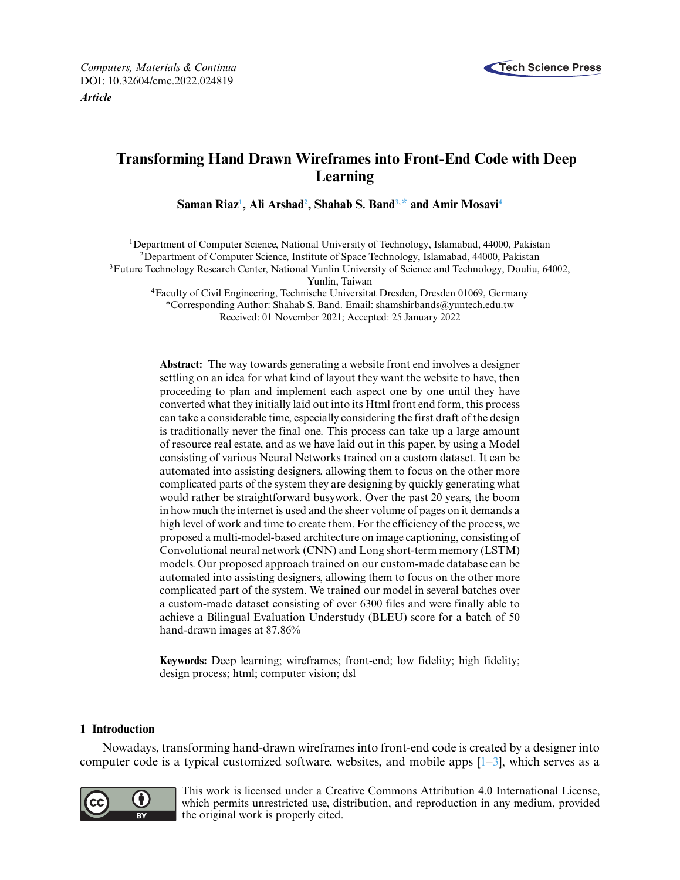*Computers, Materials & Continua*
DOI: 10.32604/cmc.2022.024819
***Article***

# Transforming Hand Drawn Wireframes into Front-End Code with Deep Learning

**Saman Riaz[1], Ali Arshad[2], Shahab S. Band[3,*] and Amir Mosavi[4]**

[1]Department of Computer Science, National University of Technology, Islamabad, 44000, Pakistan
[2]Department of Computer Science, Institute of Space Technology, Islamabad, 44000, Pakistan
[3]Future Technology Research Center, National Yunlin University of Science and Technology, Douliu, 64002, Yunlin, Taiwan
[4]Faculty of Civil Engineering, Technische Universitat Dresden, Dresden 01069, Germany
*Corresponding Author: Shahab S. Band. Email: shamshirbands@yuntech.edu.tw
Received: 01 November 2021; Accepted: 25 January 2022

**Abstract:** The way towards generating a website front end involves a designer settling on an idea for what kind of layout they want the website to have, then proceeding to plan and implement each aspect one by one until they have converted what they initially laid out into its Html front end form, this process can take a considerable time, especially considering the first draft of the design is traditionally never the final one. This process can take up a large amount of resource real estate, and as we have laid out in this paper, by using a Model consisting of various Neural Networks trained on a custom dataset. It can be automated into assisting designers, allowing them to focus on the other more complicated parts of the system they are designing by quickly generating what would rather be straightforward busywork. Over the past 20 years, the boom in how much the internet is used and the sheer volume of pages on it demands a high level of work and time to create them. For the efficiency of the process, we proposed a multi-model-based architecture on image captioning, consisting of Convolutional neural network (CNN) and Long short-term memory (LSTM) models. Our proposed approach trained on our custom-made database can be automated into assisting designers, allowing them to focus on the other more complicated part of the system. We trained our model in several batches over a custom-made dataset consisting of over 6300 files and were finally able to achieve a Bilingual Evaluation Understudy (BLEU) score for a batch of 50 hand-drawn images at 87.86%

**Keywords:** Deep learning; wireframes; front-end; low fidelity; high fidelity; design process; html; computer vision; dsl

## 1 Introduction

Nowadays, transforming hand-drawn wireframes into front-end code is created by a designer into computer code is a typical customized software, websites, and mobile apps [1–3], which serves as a

This work is licensed under a Creative Commons Attribution 4.0 International License, which permits unrestricted use, distribution, and reproduction in any medium, provided the original work is properly cited.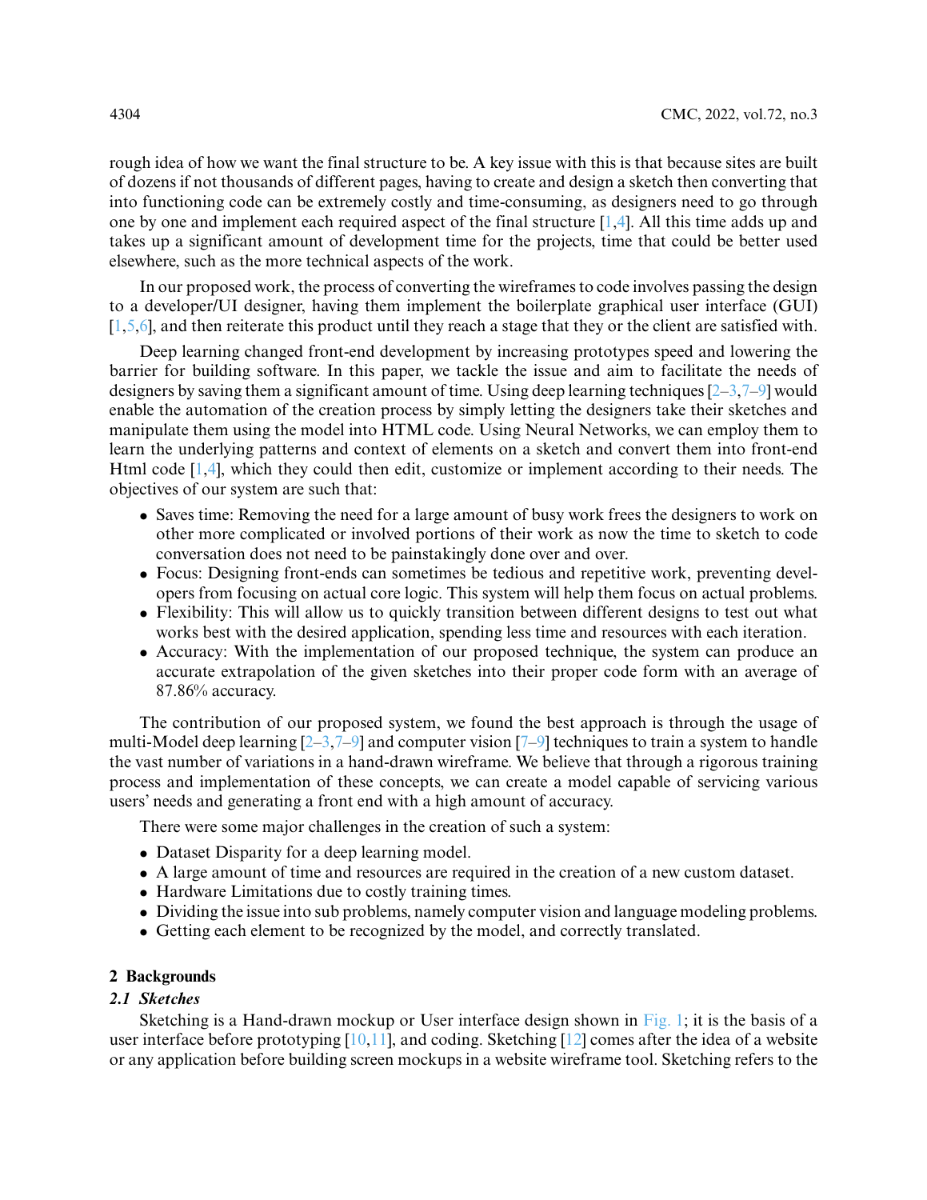rough idea of how we want the final structure to be. A key issue with this is that because sites are built of dozens if not thousands of different pages, having to create and design a sketch then converting that into functioning code can be extremely costly and time-consuming, as designers need to go through one by one and implement each required aspect of the final structure [1,4]. All this time adds up and takes up a significant amount of development time for the projects, time that could be better used elsewhere, such as the more technical aspects of the work.

In our proposed work, the process of converting the wireframes to code involves passing the design to a developer/UI designer, having them implement the boilerplate graphical user interface (GUI) [1,5,6], and then reiterate this product until they reach a stage that they or the client are satisfied with.

Deep learning changed front-end development by increasing prototypes speed and lowering the barrier for building software. In this paper, we tackle the issue and aim to facilitate the needs of designers by saving them a significant amount of time. Using deep learning techniques [2–3,7–9] would enable the automation of the creation process by simply letting the designers take their sketches and manipulate them using the model into HTML code. Using Neural Networks, we can employ them to learn the underlying patterns and context of elements on a sketch and convert them into front-end Html code [1,4], which they could then edit, customize or implement according to their needs. The objectives of our system are such that:

- Saves time: Removing the need for a large amount of busy work frees the designers to work on other more complicated or involved portions of their work as now the time to sketch to code conversation does not need to be painstakingly done over and over.
- Focus: Designing front-ends can sometimes be tedious and repetitive work, preventing developers from focusing on actual core logic. This system will help them focus on actual problems.
- Flexibility: This will allow us to quickly transition between different designs to test out what works best with the desired application, spending less time and resources with each iteration.
- Accuracy: With the implementation of our proposed technique, the system can produce an accurate extrapolation of the given sketches into their proper code form with an average of 87.86% accuracy.

The contribution of our proposed system, we found the best approach is through the usage of multi-Model deep learning [2–3,7–9] and computer vision [7–9] techniques to train a system to handle the vast number of variations in a hand-drawn wireframe. We believe that through a rigorous training process and implementation of these concepts, we can create a model capable of servicing various users' needs and generating a front end with a high amount of accuracy.

There were some major challenges in the creation of such a system:

- Dataset Disparity for a deep learning model.
- A large amount of time and resources are required in the creation of a new custom dataset.
- Hardware Limitations due to costly training times.
- Dividing the issue into sub problems, namely computer vision and language modeling problems.
- Getting each element to be recognized by the model, and correctly translated.

## 2 Backgrounds

### 2.1 Sketches

Sketching is a Hand-drawn mockup or User interface design shown in Fig. 1; it is the basis of a user interface before prototyping [10,11], and coding. Sketching [12] comes after the idea of a website or any application before building screen mockups in a website wireframe tool. Sketching refers to the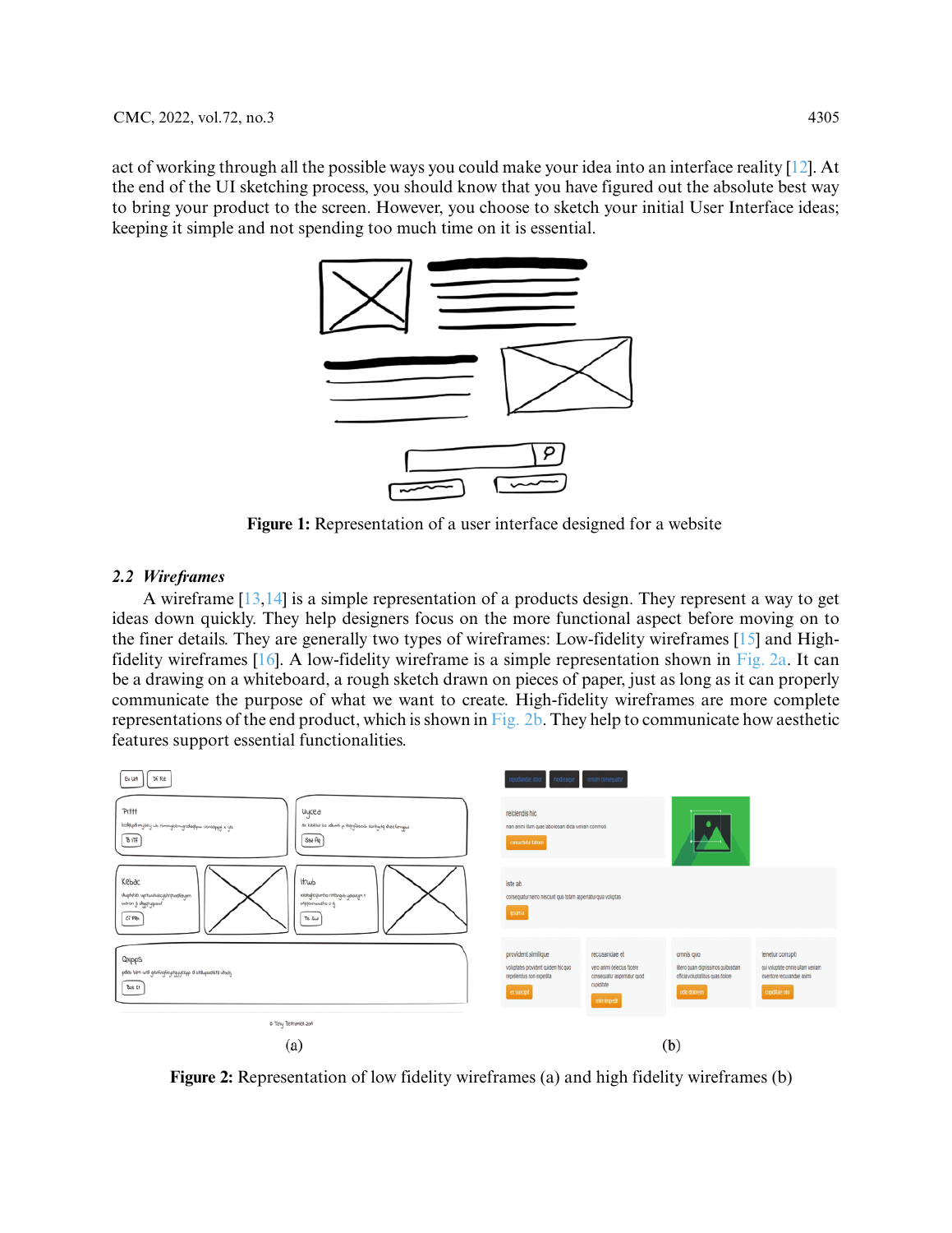act of working through all the possible ways you could make your idea into an interface reality [12]. At the end of the UI sketching process, you should know that you have figured out the absolute best way to bring your product to the screen. However, you choose to sketch your initial User Interface ideas; keeping it simple and not spending too much time on it is essential.

**Figure 1:** Representation of a user interface designed for a website

### *2.2 Wireframes*

A wireframe [13,14] is a simple representation of a products design. They represent a way to get ideas down quickly. They help designers focus on the more functional aspect before moving on to the finer details. They are generally two types of wireframes: Low-fidelity wireframes [15] and High-fidelity wireframes [16]. A low-fidelity wireframe is a simple representation shown in Fig. 2a. It can be a drawing on a whiteboard, a rough sketch drawn on pieces of paper, just as long as it can properly communicate the purpose of what we want to create. High-fidelity wireframes are more complete representations of the end product, which is shown in Fig. 2b. They help to communicate how aesthetic features support essential functionalities.

(a) (b)

**Figure 2:** Representation of low fidelity wireframes (a) and high fidelity wireframes (b)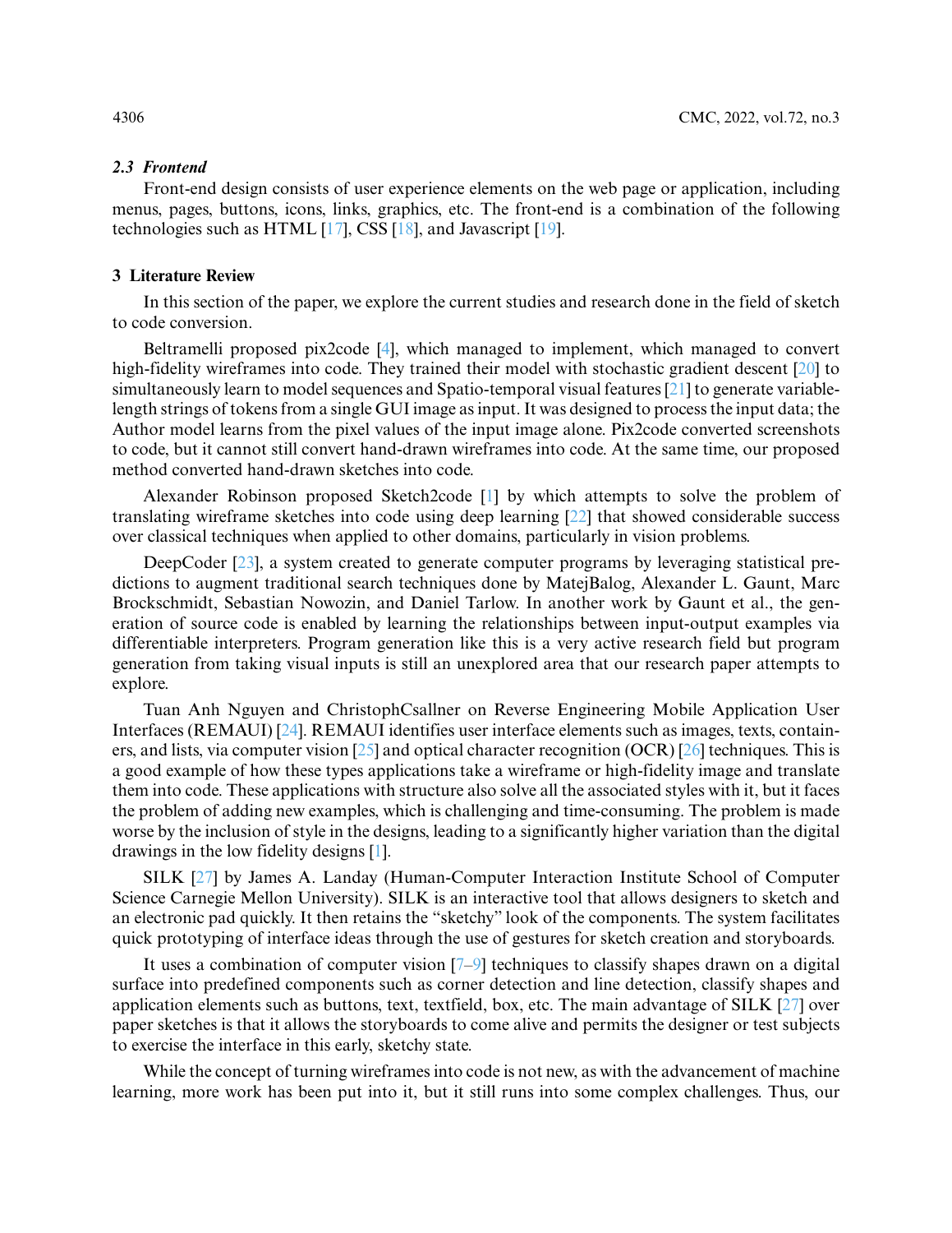### *2.3 Frontend*

Front-end design consists of user experience elements on the web page or application, including menus, pages, buttons, icons, links, graphics, etc. The front-end is a combination of the following technologies such as HTML [17], CSS [18], and Javascript [19].

## 3 Literature Review

In this section of the paper, we explore the current studies and research done in the field of sketch to code conversion.

Beltramelli proposed pix2code [4], which managed to implement, which managed to convert high-fidelity wireframes into code. They trained their model with stochastic gradient descent [20] to simultaneously learn to model sequences and Spatio-temporal visual features [21] to generate variable-length strings of tokens from a single GUI image as input. It was designed to process the input data; the Author model learns from the pixel values of the input image alone. Pix2code converted screenshots to code, but it cannot still convert hand-drawn wireframes into code. At the same time, our proposed method converted hand-drawn sketches into code.

Alexander Robinson proposed Sketch2code [1] by which attempts to solve the problem of translating wireframe sketches into code using deep learning [22] that showed considerable success over classical techniques when applied to other domains, particularly in vision problems.

DeepCoder [23], a system created to generate computer programs by leveraging statistical predictions to augment traditional search techniques done by MatejBalog, Alexander L. Gaunt, Marc Brockschmidt, Sebastian Nowozin, and Daniel Tarlow. In another work by Gaunt et al., the generation of source code is enabled by learning the relationships between input-output examples via differentiable interpreters. Program generation like this is a very active research field but program generation from taking visual inputs is still an unexplored area that our research paper attempts to explore.

Tuan Anh Nguyen and ChristophCsallner on Reverse Engineering Mobile Application User Interfaces (REMAUI) [24]. REMAUI identifies user interface elements such as images, texts, containers, and lists, via computer vision [25] and optical character recognition (OCR) [26] techniques. This is a good example of how these types applications take a wireframe or high-fidelity image and translate them into code. These applications with structure also solve all the associated styles with it, but it faces the problem of adding new examples, which is challenging and time-consuming. The problem is made worse by the inclusion of style in the designs, leading to a significantly higher variation than the digital drawings in the low fidelity designs [1].

SILK [27] by James A. Landay (Human-Computer Interaction Institute School of Computer Science Carnegie Mellon University). SILK is an interactive tool that allows designers to sketch and an electronic pad quickly. It then retains the "sketchy" look of the components. The system facilitates quick prototyping of interface ideas through the use of gestures for sketch creation and storyboards.

It uses a combination of computer vision [7–9] techniques to classify shapes drawn on a digital surface into predefined components such as corner detection and line detection, classify shapes and application elements such as buttons, text, textfield, box, etc. The main advantage of SILK [27] over paper sketches is that it allows the storyboards to come alive and permits the designer or test subjects to exercise the interface in this early, sketchy state.

While the concept of turning wireframes into code is not new, as with the advancement of machine learning, more work has been put into it, but it still runs into some complex challenges. Thus, our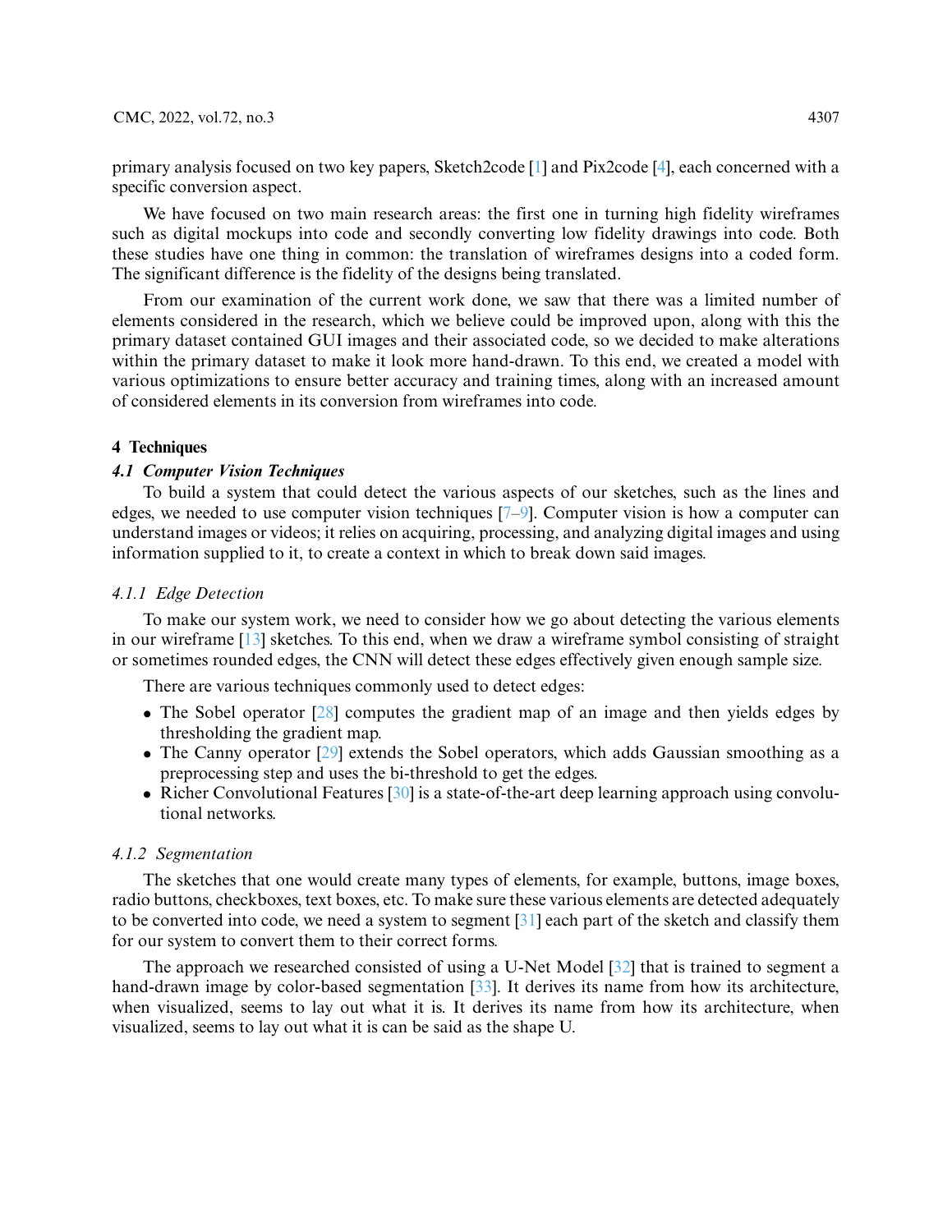primary analysis focused on two key papers, Sketch2code [1] and Pix2code [4], each concerned with a specific conversion aspect.

We have focused on two main research areas: the first one in turning high fidelity wireframes such as digital mockups into code and secondly converting low fidelity drawings into code. Both these studies have one thing in common: the translation of wireframes designs into a coded form. The significant difference is the fidelity of the designs being translated.

From our examination of the current work done, we saw that there was a limited number of elements considered in the research, which we believe could be improved upon, along with this the primary dataset contained GUI images and their associated code, so we decided to make alterations within the primary dataset to make it look more hand-drawn. To this end, we created a model with various optimizations to ensure better accuracy and training times, along with an increased amount of considered elements in its conversion from wireframes into code.

## 4 Techniques

### *4.1 Computer Vision Techniques*

To build a system that could detect the various aspects of our sketches, such as the lines and edges, we needed to use computer vision techniques [7–9]. Computer vision is how a computer can understand images or videos; it relies on acquiring, processing, and analyzing digital images and using information supplied to it, to create a context in which to break down said images.

#### *4.1.1 Edge Detection*

To make our system work, we need to consider how we go about detecting the various elements in our wireframe [13] sketches. To this end, when we draw a wireframe symbol consisting of straight or sometimes rounded edges, the CNN will detect these edges effectively given enough sample size.

There are various techniques commonly used to detect edges:

- The Sobel operator [28] computes the gradient map of an image and then yields edges by thresholding the gradient map.
- The Canny operator [29] extends the Sobel operators, which adds Gaussian smoothing as a preprocessing step and uses the bi-threshold to get the edges.
- Richer Convolutional Features [30] is a state-of-the-art deep learning approach using convolutional networks.

#### *4.1.2 Segmentation*

The sketches that one would create many types of elements, for example, buttons, image boxes, radio buttons, checkboxes, text boxes, etc. To make sure these various elements are detected adequately to be converted into code, we need a system to segment [31] each part of the sketch and classify them for our system to convert them to their correct forms.

The approach we researched consisted of using a U-Net Model [32] that is trained to segment a hand-drawn image by color-based segmentation [33]. It derives its name from how its architecture, when visualized, seems to lay out what it is. It derives its name from how its architecture, when visualized, seems to lay out what it is can be said as the shape U.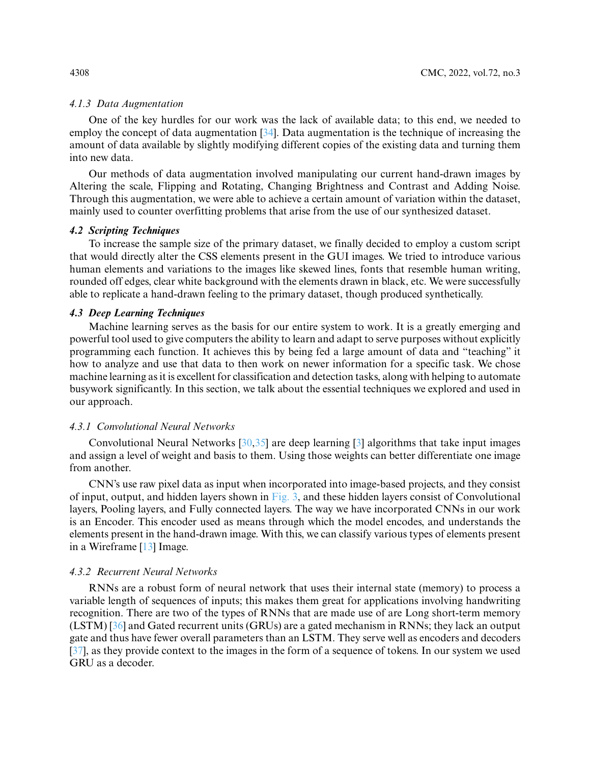#### *4.1.3 Data Augmentation*

One of the key hurdles for our work was the lack of available data; to this end, we needed to employ the concept of data augmentation [34]. Data augmentation is the technique of increasing the amount of data available by slightly modifying different copies of the existing data and turning them into new data.

Our methods of data augmentation involved manipulating our current hand-drawn images by Altering the scale, Flipping and Rotating, Changing Brightness and Contrast and Adding Noise. Through this augmentation, we were able to achieve a certain amount of variation within the dataset, mainly used to counter overfitting problems that arise from the use of our synthesized dataset.

### *4.2 Scripting Techniques*

To increase the sample size of the primary dataset, we finally decided to employ a custom script that would directly alter the CSS elements present in the GUI images. We tried to introduce various human elements and variations to the images like skewed lines, fonts that resemble human writing, rounded off edges, clear white background with the elements drawn in black, etc. We were successfully able to replicate a hand-drawn feeling to the primary dataset, though produced synthetically.

### *4.3 Deep Learning Techniques*

Machine learning serves as the basis for our entire system to work. It is a greatly emerging and powerful tool used to give computers the ability to learn and adapt to serve purposes without explicitly programming each function. It achieves this by being fed a large amount of data and "teaching" it how to analyze and use that data to then work on newer information for a specific task. We chose machine learning as it is excellent for classification and detection tasks, along with helping to automate busywork significantly. In this section, we talk about the essential techniques we explored and used in our approach.

#### *4.3.1 Convolutional Neural Networks*

Convolutional Neural Networks [30,35] are deep learning [3] algorithms that take input images and assign a level of weight and basis to them. Using those weights can better differentiate one image from another.

CNN's use raw pixel data as input when incorporated into image-based projects, and they consist of input, output, and hidden layers shown in Fig. 3, and these hidden layers consist of Convolutional layers, Pooling layers, and Fully connected layers. The way we have incorporated CNNs in our work is an Encoder. This encoder used as means through which the model encodes, and understands the elements present in the hand-drawn image. With this, we can classify various types of elements present in a Wireframe [13] Image.

#### *4.3.2 Recurrent Neural Networks*

RNNs are a robust form of neural network that uses their internal state (memory) to process a variable length of sequences of inputs; this makes them great for applications involving handwriting recognition. There are two of the types of RNNs that are made use of are Long short-term memory (LSTM) [36] and Gated recurrent units (GRUs) are a gated mechanism in RNNs; they lack an output gate and thus have fewer overall parameters than an LSTM. They serve well as encoders and decoders [37], as they provide context to the images in the form of a sequence of tokens. In our system we used GRU as a decoder.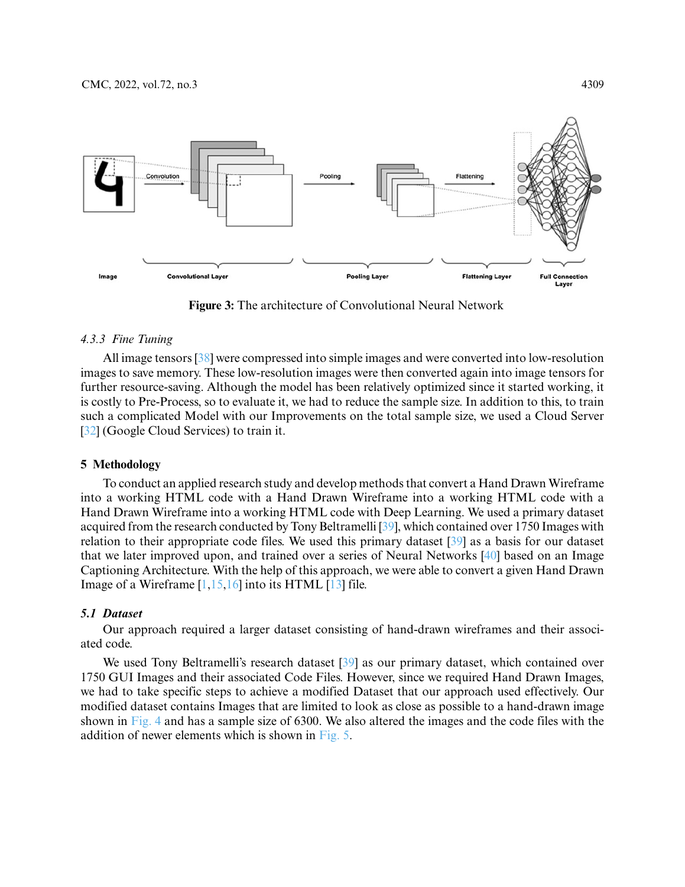Figure 3: The architecture of Convolutional Neural Network

#### 4.3.3 Fine Tuning

All image tensors [38] were compressed into simple images and were converted into low-resolution images to save memory. These low-resolution images were then converted again into image tensors for further resource-saving. Although the model has been relatively optimized since it started working, it is costly to Pre-Process, so to evaluate it, we had to reduce the sample size. In addition to this, to train such a complicated Model with our Improvements on the total sample size, we used a Cloud Server [32] (Google Cloud Services) to train it.

## 5 Methodology

To conduct an applied research study and develop methods that convert a Hand Drawn Wireframe into a working HTML code with a Hand Drawn Wireframe into a working HTML code with a Hand Drawn Wireframe into a working HTML code with Deep Learning. We used a primary dataset acquired from the research conducted by Tony Beltramelli [39], which contained over 1750 Images with relation to their appropriate code files. We used this primary dataset [39] as a basis for our dataset that we later improved upon, and trained over a series of Neural Networks [40] based on an Image Captioning Architecture. With the help of this approach, we were able to convert a given Hand Drawn Image of a Wireframe [1,15,16] into its HTML [13] file.

### 5.1 Dataset

Our approach required a larger dataset consisting of hand-drawn wireframes and their associated code.

We used Tony Beltramelli's research dataset [39] as our primary dataset, which contained over 1750 GUI Images and their associated Code Files. However, since we required Hand Drawn Images, we had to take specific steps to achieve a modified Dataset that our approach used effectively. Our modified dataset contains Images that are limited to look as close as possible to a hand-drawn image shown in Fig. 4 and has a sample size of 6300. We also altered the images and the code files with the addition of newer elements which is shown in Fig. 5.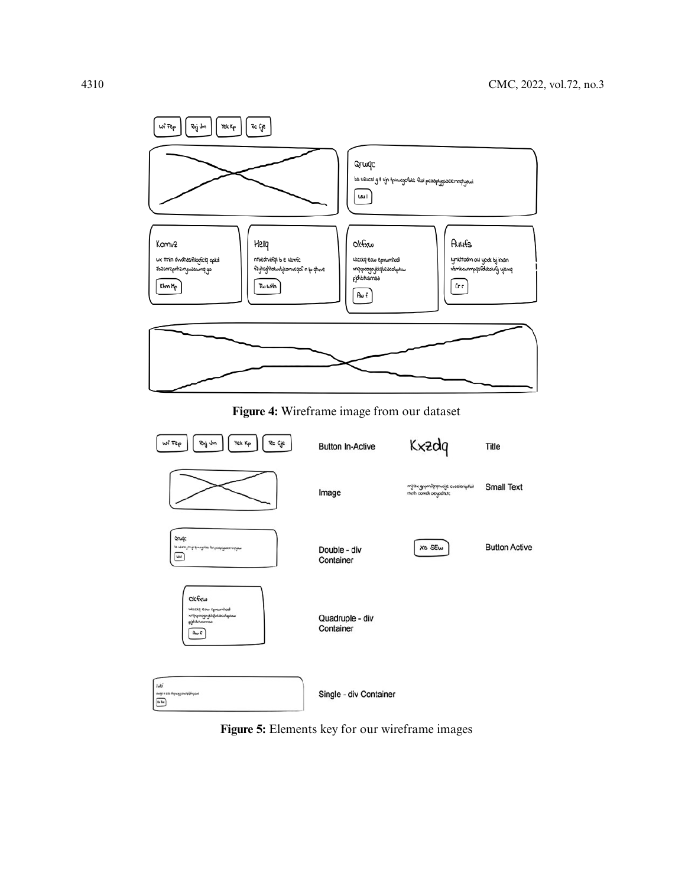Figure 4: Wireframe image from our dataset

Figure 5: Elements key for our wireframe images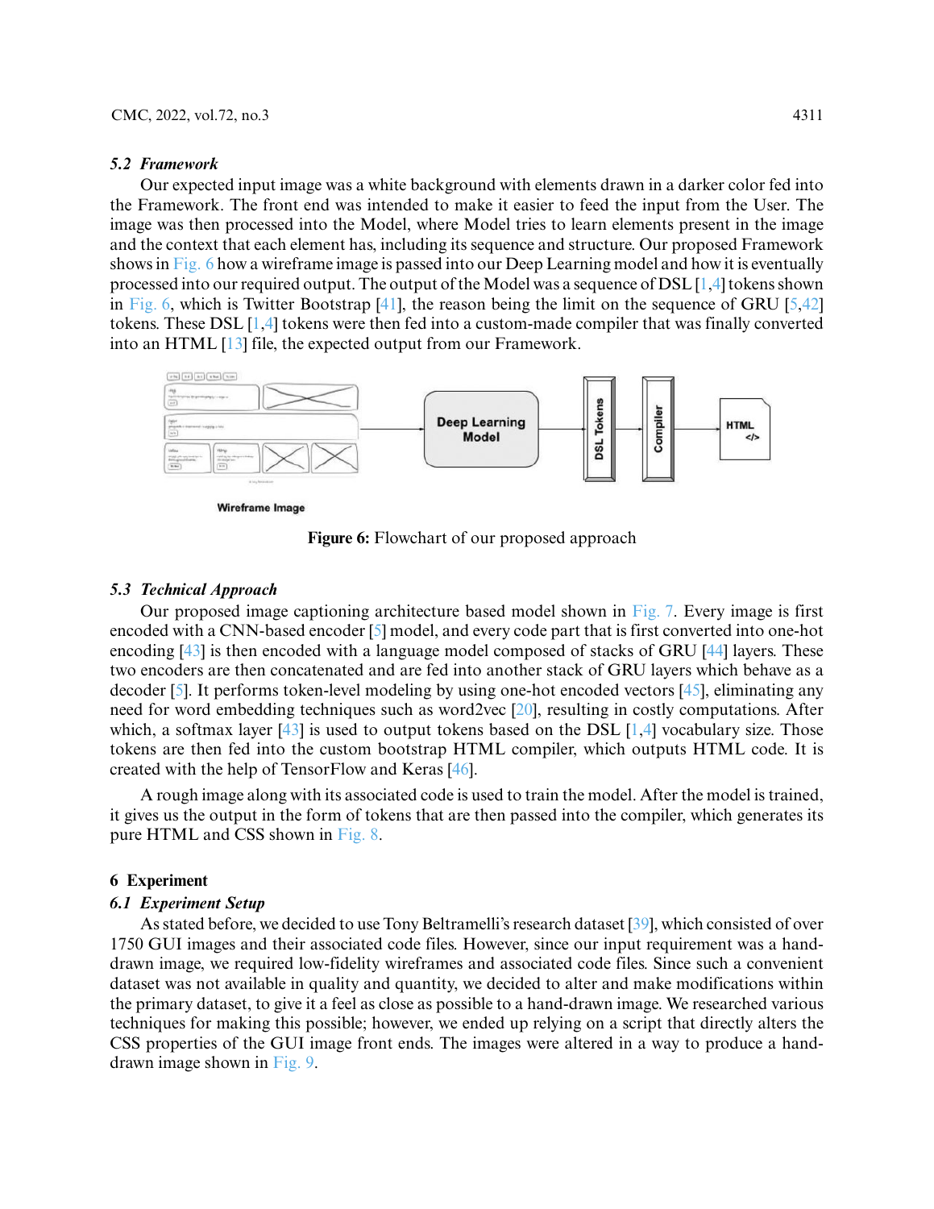### 5.2 Framework

Our expected input image was a white background with elements drawn in a darker color fed into the Framework. The front end was intended to make it easier to feed the input from the User. The image was then processed into the Model, where Model tries to learn elements present in the image and the context that each element has, including its sequence and structure. Our proposed Framework shows in Fig. 6 how a wireframe image is passed into our Deep Learning model and how it is eventually processed into our required output. The output of the Model was a sequence of DSL [1,4] tokens shown in Fig. 6, which is Twitter Bootstrap [41], the reason being the limit on the sequence of GRU [5,42] tokens. These DSL [1,4] tokens were then fed into a custom-made compiler that was finally converted into an HTML [13] file, the expected output from our Framework.

**Figure 6:** Flowchart of our proposed approach

### 5.3 Technical Approach

Our proposed image captioning architecture based model shown in Fig. 7. Every image is first encoded with a CNN-based encoder [5] model, and every code part that is first converted into one-hot encoding [43] is then encoded with a language model composed of stacks of GRU [44] layers. These two encoders are then concatenated and are fed into another stack of GRU layers which behave as a decoder [5]. It performs token-level modeling by using one-hot encoded vectors [45], eliminating any need for word embedding techniques such as word2vec [20], resulting in costly computations. After which, a softmax layer [43] is used to output tokens based on the DSL [1,4] vocabulary size. Those tokens are then fed into the custom bootstrap HTML compiler, which outputs HTML code. It is created with the help of TensorFlow and Keras [46].

A rough image along with its associated code is used to train the model. After the model is trained, it gives us the output in the form of tokens that are then passed into the compiler, which generates its pure HTML and CSS shown in Fig. 8.

## 6 Experiment

### 6.1 Experiment Setup

As stated before, we decided to use Tony Beltramelli's research dataset [39], which consisted of over 1750 GUI images and their associated code files. However, since our input requirement was a hand-drawn image, we required low-fidelity wireframes and associated code files. Since such a convenient dataset was not available in quality and quantity, we decided to alter and make modifications within the primary dataset, to give it a feel as close as possible to a hand-drawn image. We researched various techniques for making this possible; however, we ended up relying on a script that directly alters the CSS properties of the GUI image front ends. The images were altered in a way to produce a hand-drawn image shown in Fig. 9.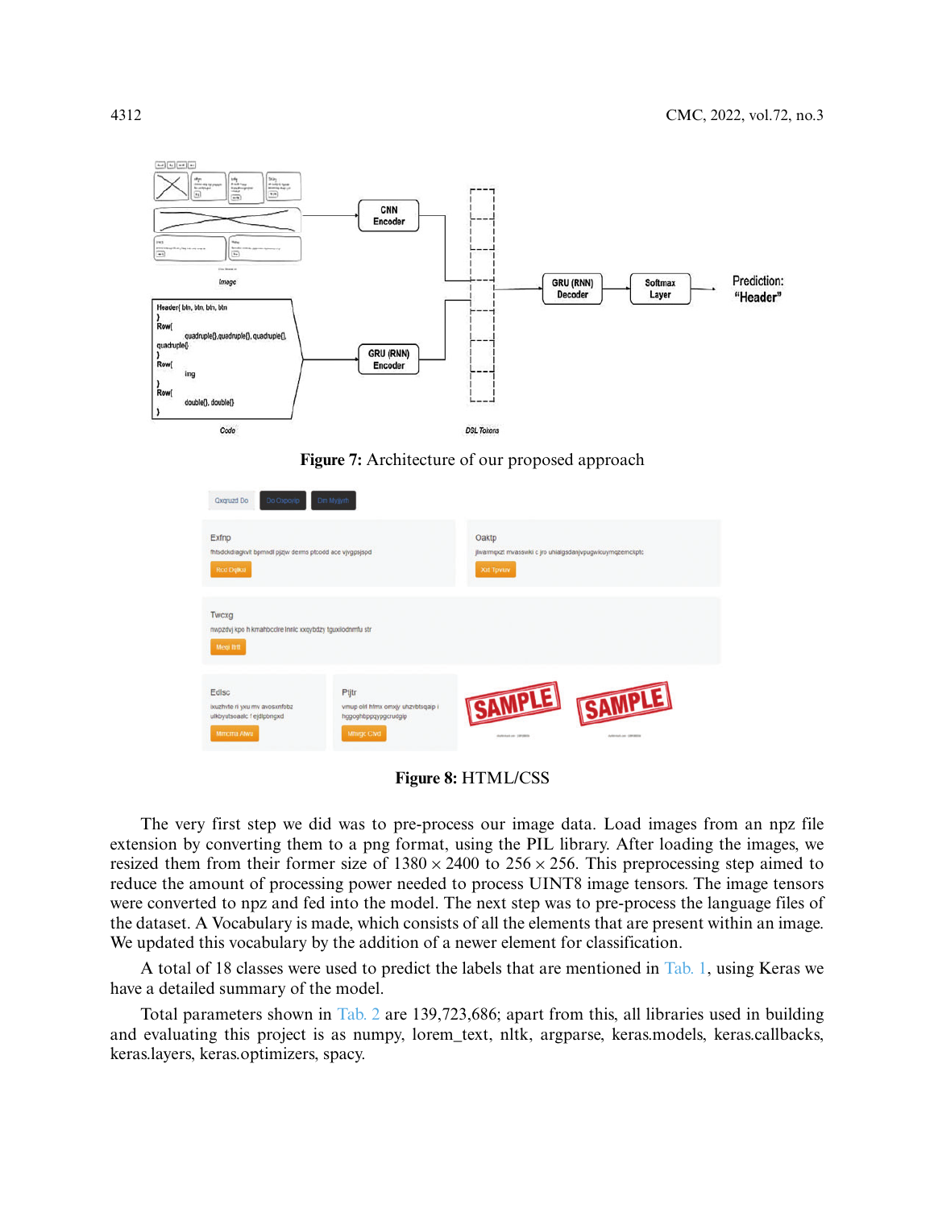**Figure 7:** Architecture of our proposed approach

**Figure 8:** HTML/CSS

The very first step we did was to pre-process our image data. Load images from an npz file extension by converting them to a png format, using the PIL library. After loading the images, we resized them from their former size of $1380 \times 2400$ to $256 \times 256$. This preprocessing step aimed to reduce the amount of processing power needed to process UINT8 image tensors. The image tensors were converted to npz and fed into the model. The next step was to pre-process the language files of the dataset. A Vocabulary is made, which consists of all the elements that are present within an image. We updated this vocabulary by the addition of a newer element for classification.

A total of 18 classes were used to predict the labels that are mentioned in Tab. 1, using Keras we have a detailed summary of the model.

Total parameters shown in Tab. 2 are 139,723,686; apart from this, all libraries used in building and evaluating this project is as numpy, lorem_text, nltk, argparse, keras.models, keras.callbacks, keras.layers, keras.optimizers, spacy.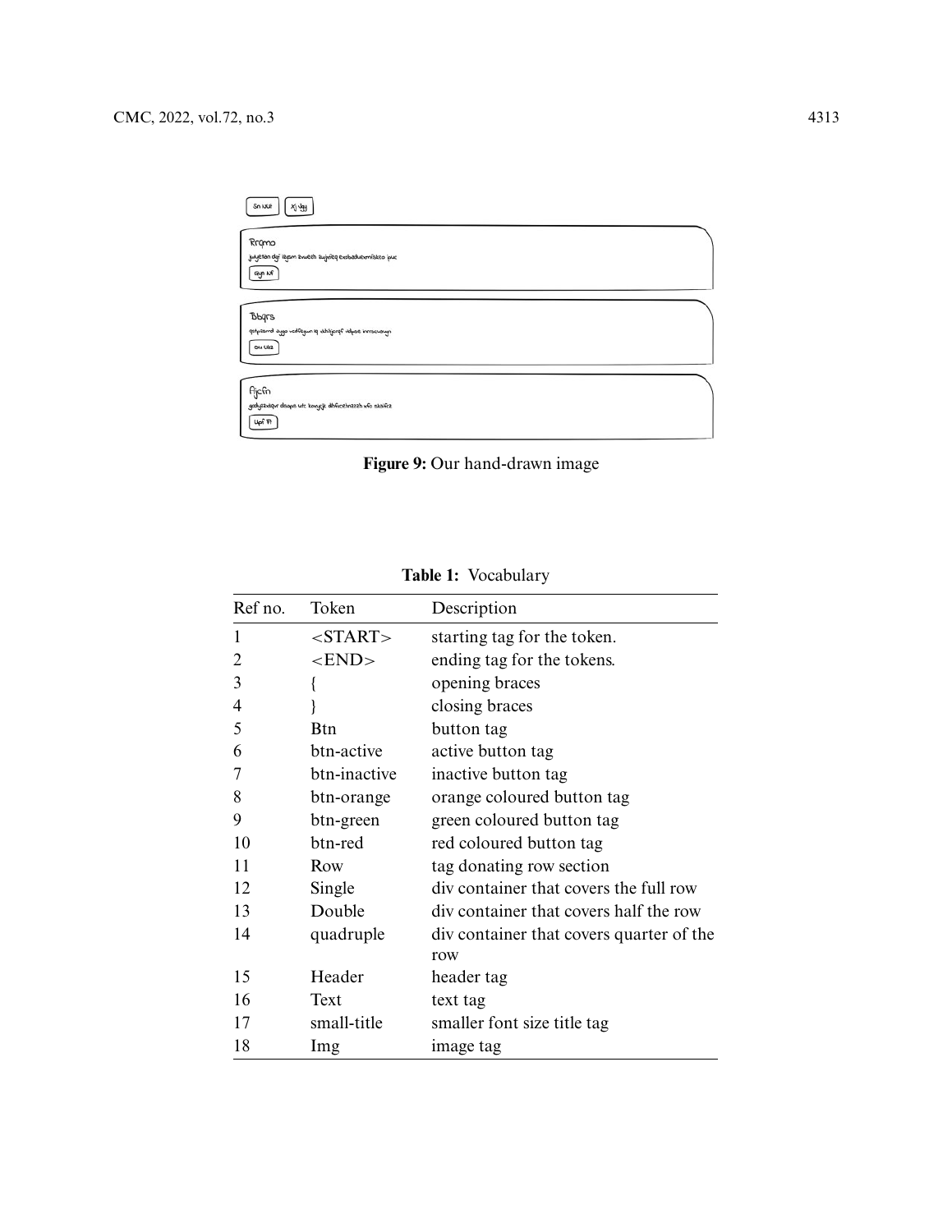**Figure 9:** Our hand-drawn image

**Table 1:** Vocabulary

| Ref no. | Token | Description |
|---|---|---|
| 1 | <START> | starting tag for the token. |
| 2 | <END> | ending tag for the tokens. |
| 3 | { | opening braces |
| 4 | } | closing braces |
| 5 | Btn | button tag |
| 6 | btn-active | active button tag |
| 7 | btn-inactive | inactive button tag |
| 8 | btn-orange | orange coloured button tag |
| 9 | btn-green | green coloured button tag |
| 10 | btn-red | red coloured button tag |
| 11 | Row | tag donating row section |
| 12 | Single | div container that covers the full row |
| 13 | Double | div container that covers half the row |
| 14 | quadruple | div container that covers quarter of the row |
| 15 | Header | header tag |
| 16 | Text | text tag |
| 17 | small-title | smaller font size title tag |
| 18 | Img | image tag |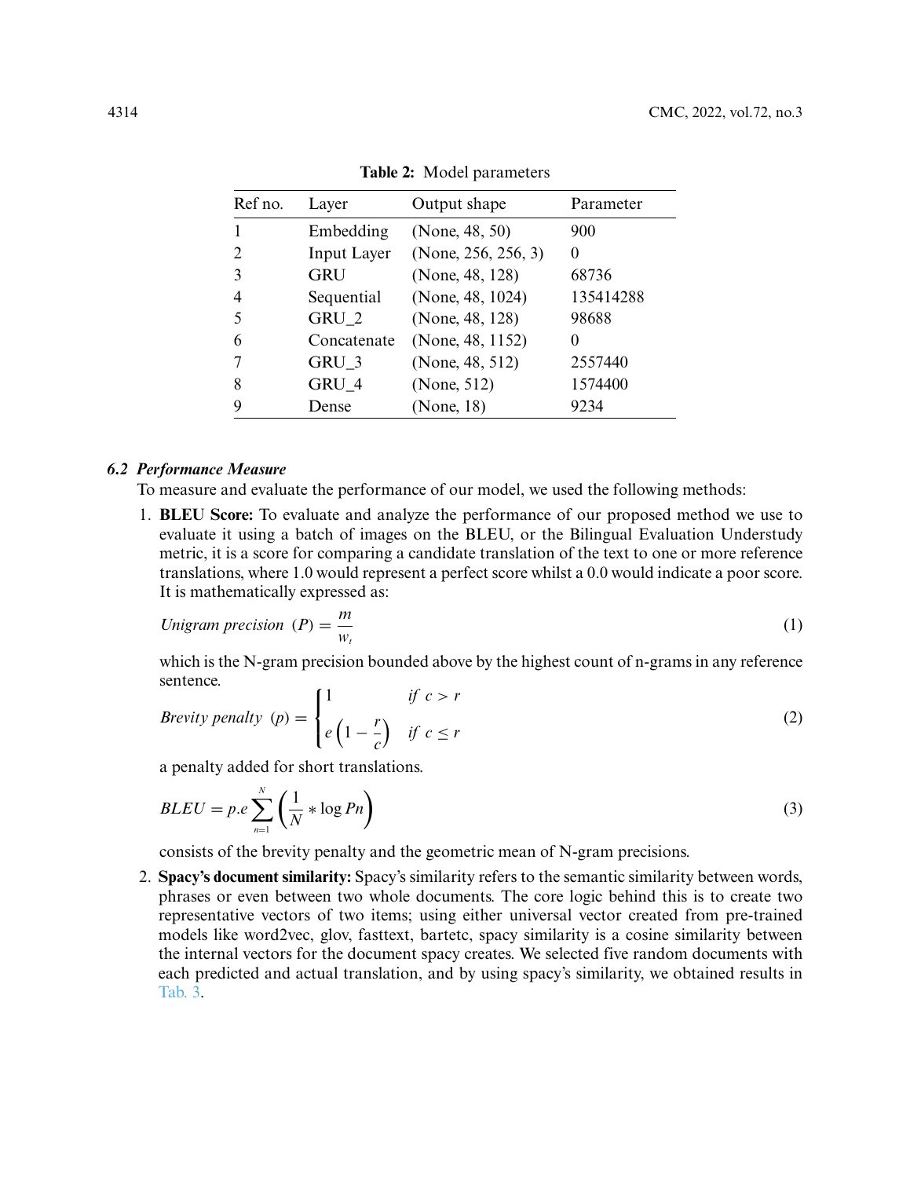**Table 2:** Model parameters

| Ref no. | Layer | Output shape | Parameter |
|---|---|---|---|
| 1 | Embedding | (None, 48, 50) | 900 |
| 2 | Input Layer | (None, 256, 256, 3) | 0 |
| 3 | GRU | (None, 48, 128) | 68736 |
| 4 | Sequential | (None, 48, 1024) | 135414288 |
| 5 | GRU_2 | (None, 48, 128) | 98688 |
| 6 | Concatenate | (None, 48, 1152) | 0 |
| 7 | GRU_3 | (None, 48, 512) | 2557440 |
| 8 | GRU_4 | (None, 512) | 1574400 |
| 9 | Dense | (None, 18) | 9234 |

### *6.2 Performance Measure*

To measure and evaluate the performance of our model, we used the following methods:

1. **BLEU Score:** To evaluate and analyze the performance of our proposed method we use to evaluate it using a batch of images on the BLEU, or the Bilingual Evaluation Understudy metric, it is a score for comparing a candidate translation of the text to one or more reference translations, where 1.0 would represent a perfect score whilst a 0.0 would indicate a poor score. It is mathematically expressed as:

$$\textit{Unigram precision}\ \ (P) = \frac{m}{w_t} \tag{1}$$

which is the N-gram precision bounded above by the highest count of n-grams in any reference sentence.

$$\textit{Brevity penalty}\ \ (p) = \begin{cases} 1 & \textit{if}\ \ c > r \\ e\left(1 - \dfrac{r}{c}\right) & \textit{if}\ \ c \leq r \end{cases} \tag{2}$$

a penalty added for short translations.

$$BLEU = p.e \sum_{n=1}^{N} \left( \frac{1}{N} * \log Pn \right) \tag{3}$$

consists of the brevity penalty and the geometric mean of N-gram precisions.

2. **Spacy's document similarity:** Spacy's similarity refers to the semantic similarity between words, phrases or even between two whole documents. The core logic behind this is to create two representative vectors of two items; using either universal vector created from pre-trained models like word2vec, glov, fasttext, bartetc, spacy similarity is a cosine similarity between the internal vectors for the document spacy creates. We selected five random documents with each predicted and actual translation, and by using spacy's similarity, we obtained results in Tab. 3.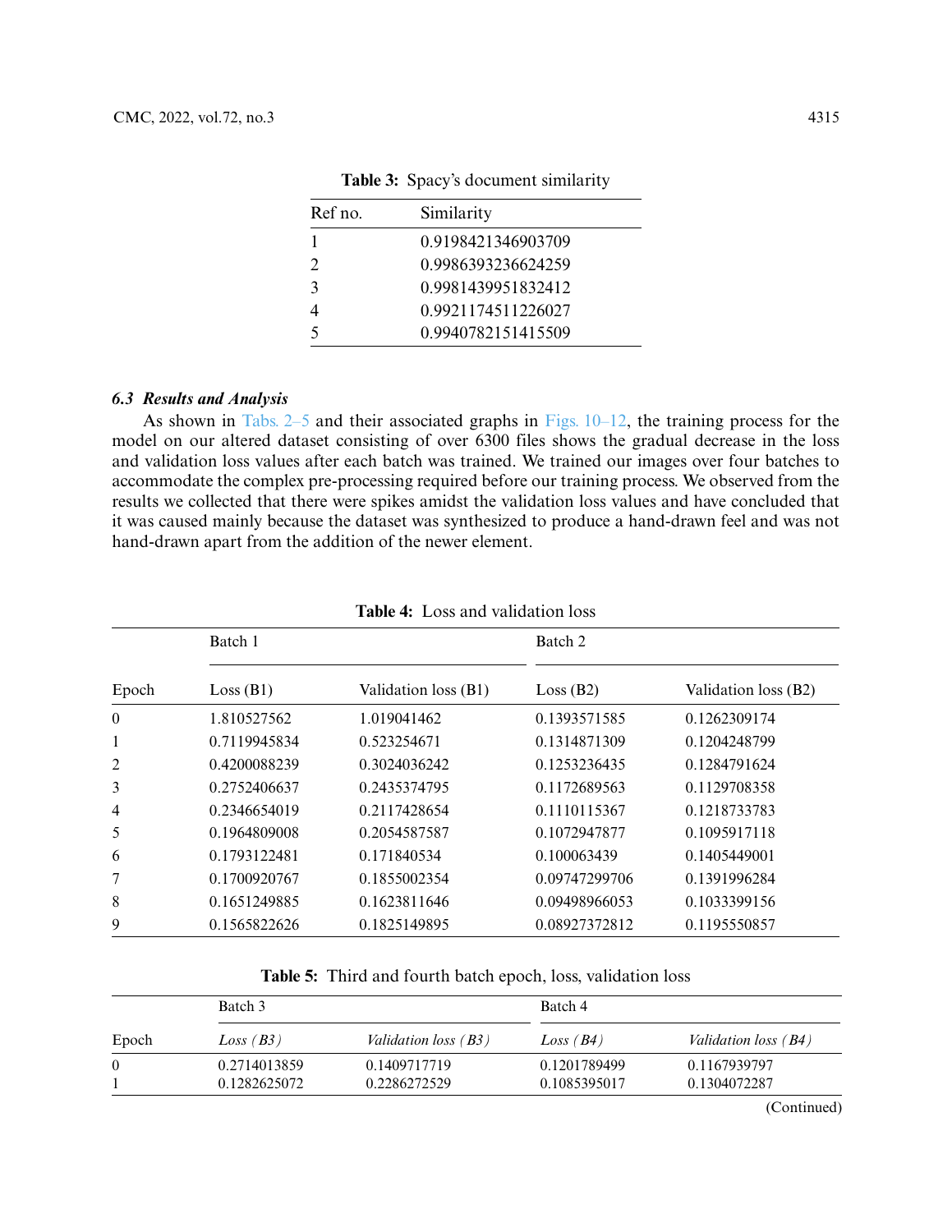**Table 3:** Spacy's document similarity

| Ref no. | Similarity |
|---|---|
| 1 | 0.9198421346903709 |
| 2 | 0.9986393236624259 |
| 3 | 0.9981439951832412 |
| 4 | 0.9921174511226027 |
| 5 | 0.9940782151415509 |

### *6.3 Results and Analysis*

As shown in Tabs. 2–5 and their associated graphs in Figs. 10–12, the training process for the model on our altered dataset consisting of over 6300 files shows the gradual decrease in the loss and validation loss values after each batch was trained. We trained our images over four batches to accommodate the complex pre-processing required before our training process. We observed from the results we collected that there were spikes amidst the validation loss values and have concluded that it was caused mainly because the dataset was synthesized to produce a hand-drawn feel and was not hand-drawn apart from the addition of the newer element.

**Table 4:** Loss and validation loss

| | Batch 1 | | Batch 2 | |
|---|---|---|---|---|
| Epoch | Loss (B1) | Validation loss (B1) | Loss (B2) | Validation loss (B2) |
| 0 | 1.810527562 | 1.019041462 | 0.1393571585 | 0.1262309174 |
| 1 | 0.7119945834 | 0.523254671 | 0.1314871309 | 0.1204248799 |
| 2 | 0.4200088239 | 0.3024036242 | 0.1253236435 | 0.1284791624 |
| 3 | 0.2752406637 | 0.2435374795 | 0.1172689563 | 0.1129708358 |
| 4 | 0.2346654019 | 0.2117428654 | 0.1110115367 | 0.1218733783 |
| 5 | 0.1964809008 | 0.2054587587 | 0.1072947877 | 0.1095917118 |
| 6 | 0.1793122481 | 0.171840534 | 0.100063439 | 0.1405449001 |
| 7 | 0.1700920767 | 0.1855002354 | 0.09747299706 | 0.1391996284 |
| 8 | 0.1651249885 | 0.1623811646 | 0.09498966053 | 0.1033399156 |
| 9 | 0.1565822626 | 0.1825149895 | 0.08927372812 | 0.1195550857 |

**Table 5:** Third and fourth batch epoch, loss, validation loss

| | Batch 3 | | Batch 4 | |
|---|---|---|---|---|
| Epoch | *Loss (B3)* | *Validation loss (B3)* | *Loss (B4)* | *Validation loss (B4)* |
| 0 | 0.2714013859 | 0.1409717719 | 0.1201789499 | 0.1167939797 |
| 1 | 0.1282625072 | 0.2286272529 | 0.1085395017 | 0.1304072287 |

(Continued)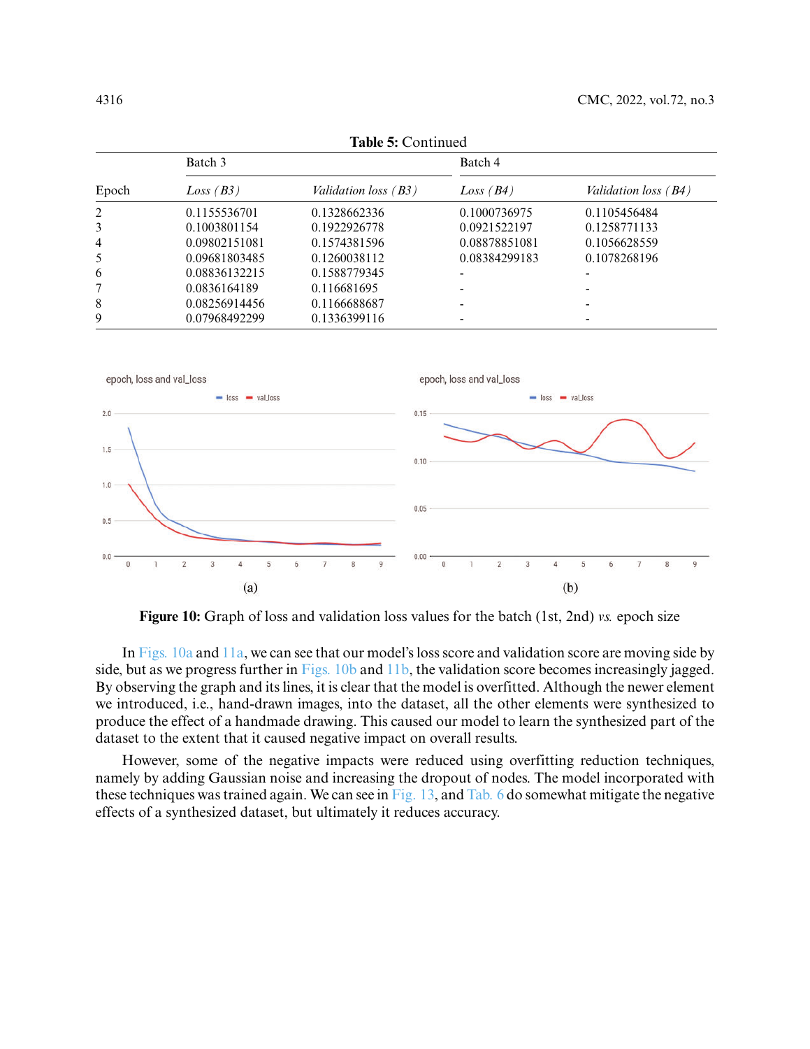**Table 5:** Continued

| Epoch | Batch 3 | | Batch 4 | |
|---|---|---|---|---|
| | *Loss (B3)* | *Validation loss (B3)* | *Loss (B4)* | *Validation loss (B4)* |
| 2 | 0.1155536701 | 0.1328662336 | 0.1000736975 | 0.1105456484 |
| 3 | 0.1003801154 | 0.1922926778 | 0.0921522197 | 0.1258771133 |
| 4 | 0.09802151081 | 0.1574381596 | 0.08878851081 | 0.1056628559 |
| 5 | 0.09681803485 | 0.1260038112 | 0.08384299183 | 0.1078268196 |
| 6 | 0.08836132215 | 0.1588779345 | - | - |
| 7 | 0.0836164189 | 0.116681695 | - | - |
| 8 | 0.08256914456 | 0.1166688687 | - | - |
| 9 | 0.07968492299 | 0.1336399116 | - | - |

**Figure 10:** Graph of loss and validation loss values for the batch (1st, 2nd) *vs.* epoch size

In Figs. 10a and 11a, we can see that our model's loss score and validation score are moving side by side, but as we progress further in Figs. 10b and 11b, the validation score becomes increasingly jagged. By observing the graph and its lines, it is clear that the model is overfitted. Although the newer element we introduced, i.e., hand-drawn images, into the dataset, all the other elements were synthesized to produce the effect of a handmade drawing. This caused our model to learn the synthesized part of the dataset to the extent that it caused negative impact on overall results.

However, some of the negative impacts were reduced using overfitting reduction techniques, namely by adding Gaussian noise and increasing the dropout of nodes. The model incorporated with these techniques was trained again. We can see in Fig. 13, and Tab. 6 do somewhat mitigate the negative effects of a synthesized dataset, but ultimately it reduces accuracy.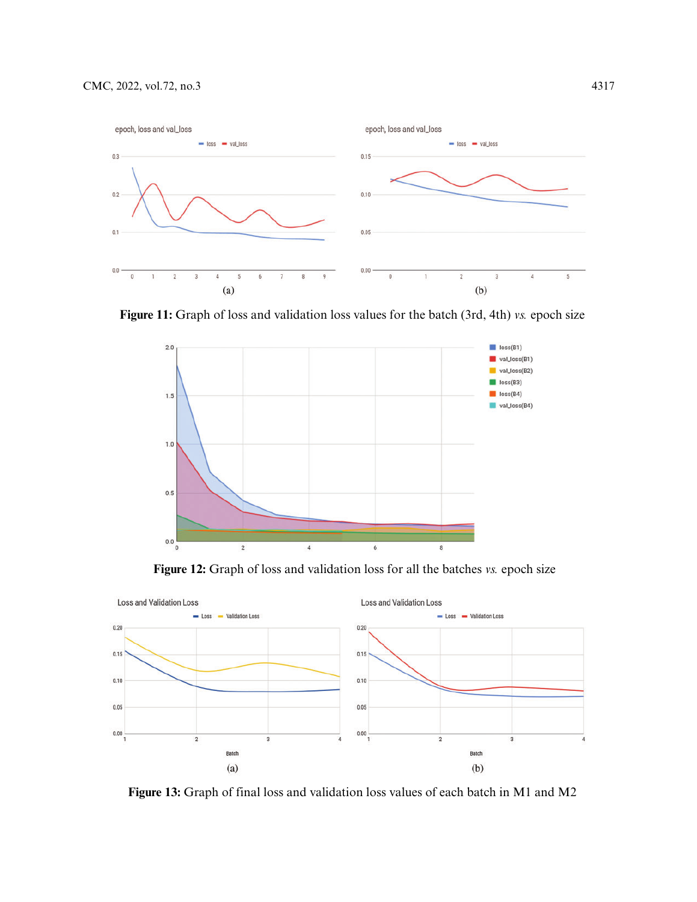Figure 11: Graph of loss and validation loss values for the batch (3rd, 4th) *vs.* epoch size

Figure 12: Graph of loss and validation loss for all the batches *vs.* epoch size

Figure 13: Graph of final loss and validation loss values of each batch in M1 and M2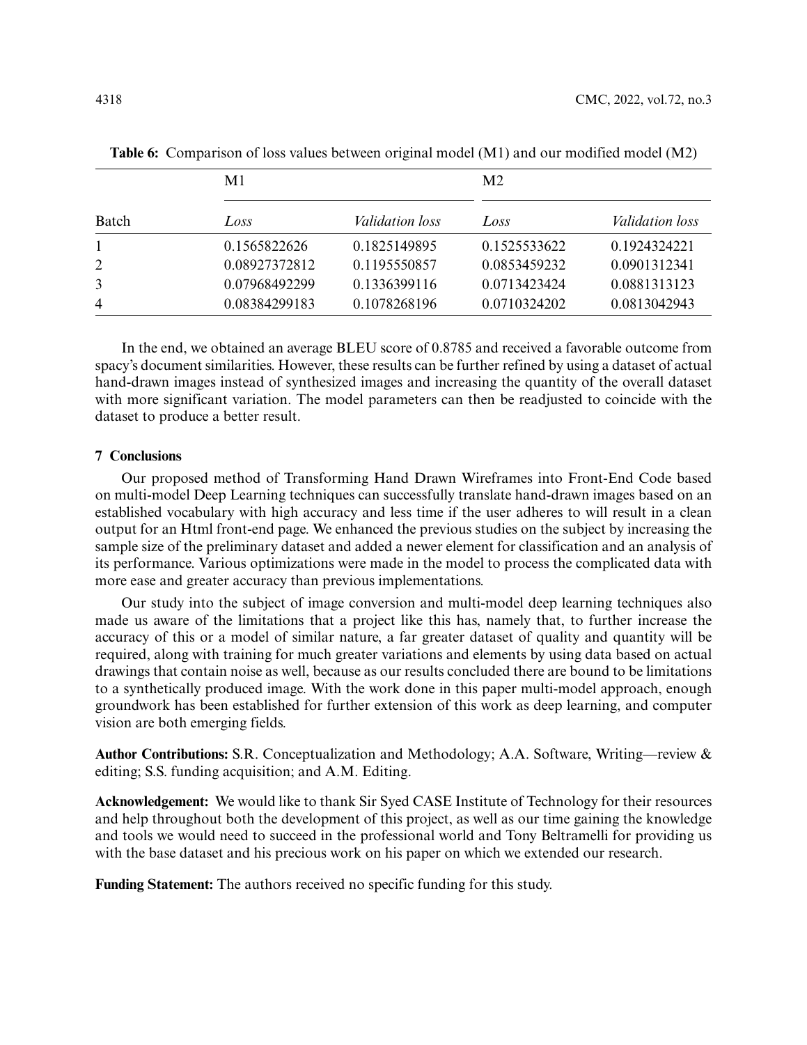**Table 6:** Comparison of loss values between original model (M1) and our modified model (M2)

| Batch | M1 | | M2 | |
|---|---|---|---|---|
| | *Loss* | *Validation loss* | *Loss* | *Validation loss* |
| 1 | 0.1565822626 | 0.1825149895 | 0.1525533622 | 0.1924324221 |
| 2 | 0.08927372812 | 0.1195550857 | 0.0853459232 | 0.0901312341 |
| 3 | 0.07968492299 | 0.1336399116 | 0.0713423424 | 0.0881313123 |
| 4 | 0.08384299183 | 0.1078268196 | 0.0710324202 | 0.0813042943 |

In the end, we obtained an average BLEU score of 0.8785 and received a favorable outcome from spacy's document similarities. However, these results can be further refined by using a dataset of actual hand-drawn images instead of synthesized images and increasing the quantity of the overall dataset with more significant variation. The model parameters can then be readjusted to coincide with the dataset to produce a better result.

## 7 Conclusions

Our proposed method of Transforming Hand Drawn Wireframes into Front-End Code based on multi-model Deep Learning techniques can successfully translate hand-drawn images based on an established vocabulary with high accuracy and less time if the user adheres to will result in a clean output for an Html front-end page. We enhanced the previous studies on the subject by increasing the sample size of the preliminary dataset and added a newer element for classification and an analysis of its performance. Various optimizations were made in the model to process the complicated data with more ease and greater accuracy than previous implementations.

Our study into the subject of image conversion and multi-model deep learning techniques also made us aware of the limitations that a project like this has, namely that, to further increase the accuracy of this or a model of similar nature, a far greater dataset of quality and quantity will be required, along with training for much greater variations and elements by using data based on actual drawings that contain noise as well, because as our results concluded there are bound to be limitations to a synthetically produced image. With the work done in this paper multi-model approach, enough groundwork has been established for further extension of this work as deep learning, and computer vision are both emerging fields.

**Author Contributions:** S.R. Conceptualization and Methodology; A.A. Software, Writing—review & editing; S.S. funding acquisition; and A.M. Editing.

**Acknowledgement:** We would like to thank Sir Syed CASE Institute of Technology for their resources and help throughout both the development of this project, as well as our time gaining the knowledge and tools we would need to succeed in the professional world and Tony Beltramelli for providing us with the base dataset and his precious work on his paper on which we extended our research.

**Funding Statement:** The authors received no specific funding for this study.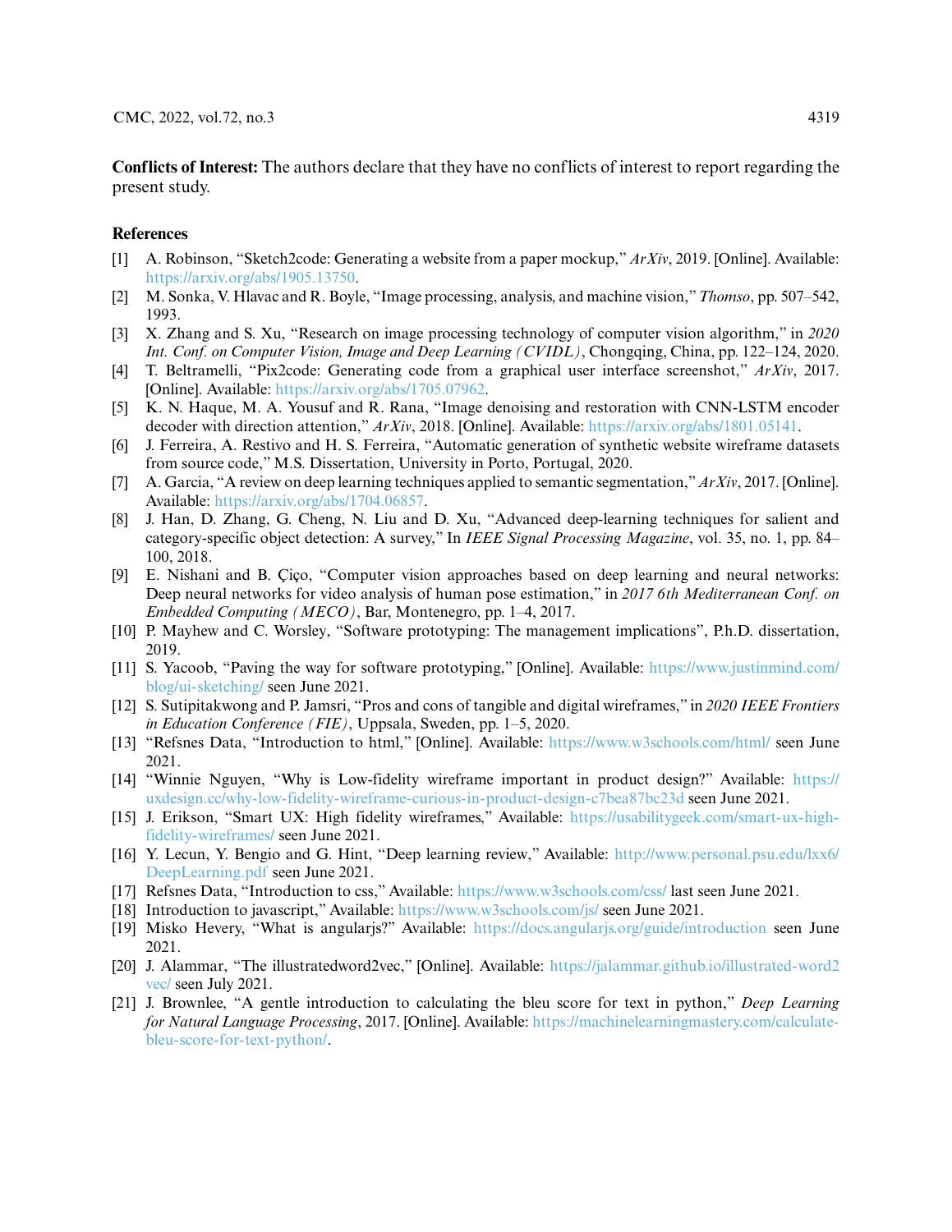**Conflicts of Interest:** The authors declare that they have no conflicts of interest to report regarding the present study.

## References

[1] A. Robinson, "Sketch2code: Generating a website from a paper mockup," *ArXiv*, 2019. [Online]. Available: https://arxiv.org/abs/1905.13750.

[2] M. Sonka, V. Hlavac and R. Boyle, "Image processing, analysis, and machine vision," *Thomso*, pp. 507–542, 1993.

[3] X. Zhang and S. Xu, "Research on image processing technology of computer vision algorithm," in *2020 Int. Conf. on Computer Vision, Image and Deep Learning (CVIDL)*, Chongqing, China, pp. 122–124, 2020.

[4] T. Beltramelli, "Pix2code: Generating code from a graphical user interface screenshot," *ArXiv*, 2017. [Online]. Available: https://arxiv.org/abs/1705.07962.

[5] K. N. Haque, M. A. Yousuf and R. Rana, "Image denoising and restoration with CNN-LSTM encoder decoder with direction attention," *ArXiv*, 2018. [Online]. Available: https://arxiv.org/abs/1801.05141.

[6] J. Ferreira, A. Restivo and H. S. Ferreira, "Automatic generation of synthetic website wireframe datasets from source code," M.S. Dissertation, University in Porto, Portugal, 2020.

[7] A. Garcia, "A review on deep learning techniques applied to semantic segmentation," *ArXiv*, 2017. [Online]. Available: https://arxiv.org/abs/1704.06857.

[8] J. Han, D. Zhang, G. Cheng, N. Liu and D. Xu, "Advanced deep-learning techniques for salient and category-specific object detection: A survey," In *IEEE Signal Processing Magazine*, vol. 35, no. 1, pp. 84–100, 2018.

[9] E. Nishani and B. Çiço, "Computer vision approaches based on deep learning and neural networks: Deep neural networks for video analysis of human pose estimation," in *2017 6th Mediterranean Conf. on Embedded Computing (MECO)*, Bar, Montenegro, pp. 1–4, 2017.

[10] P. Mayhew and C. Worsley, "Software prototyping: The management implications", P.h.D. dissertation, 2019.

[11] S. Yacoob, "Paving the way for software prototyping," [Online]. Available: https://www.justinmind.com/blog/ui-sketching/ seen June 2021.

[12] S. Sutipitakwong and P. Jamsri, "Pros and cons of tangible and digital wireframes," in *2020 IEEE Frontiers in Education Conference (FIE)*, Uppsala, Sweden, pp. 1–5, 2020.

[13] "Refsnes Data, "Introduction to html," [Online]. Available: https://www.w3schools.com/html/ seen June 2021.

[14] "Winnie Nguyen, "Why is Low-fidelity wireframe important in product design?" Available: https://uxdesign.cc/why-low-fidelity-wireframe-curious-in-product-design-c7bea87bc23d seen June 2021.

[15] J. Erikson, "Smart UX: High fidelity wireframes," Available: https://usabilitygeek.com/smart-ux-high-fidelity-wireframes/ seen June 2021.

[16] Y. Lecun, Y. Bengio and G. Hint, "Deep learning review," Available: http://www.personal.psu.edu/lxx6/DeepLearning.pdf seen June 2021.

[17] Refsnes Data, "Introduction to css," Available: https://www.w3schools.com/css/ last seen June 2021.

[18] Introduction to javascript," Available: https://www.w3schools.com/js/ seen June 2021.

[19] Misko Hevery, "What is angularjs?" Available: https://docs.angularjs.org/guide/introduction seen June 2021.

[20] J. Alammar, "The illustratedword2vec," [Online]. Available: https://jalammar.github.io/illustrated-word2vec/ seen July 2021.

[21] J. Brownlee, "A gentle introduction to calculating the bleu score for text in python," *Deep Learning for Natural Language Processing*, 2017. [Online]. Available: https://machinelearningmastery.com/calculate-bleu-score-for-text-python/.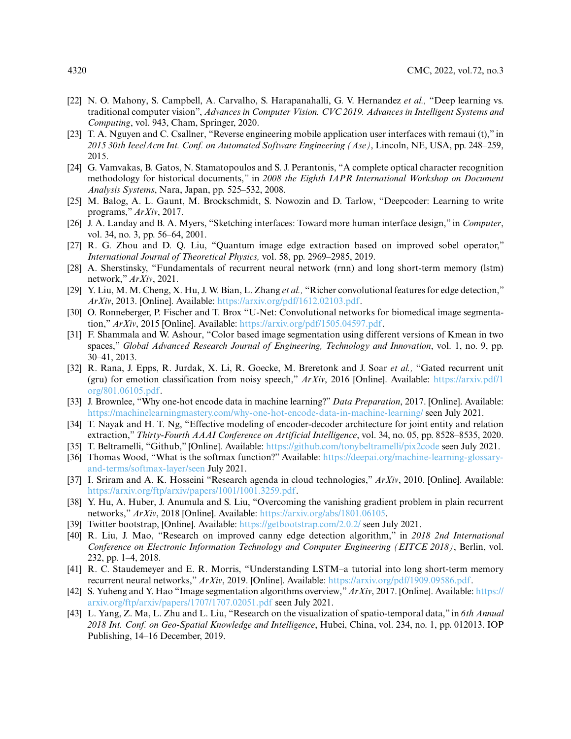[22] N. O. Mahony, S. Campbell, A. Carvalho, S. Harapanahalli, G. V. Hernandez *et al.,* "Deep learning vs. traditional computer vision", *Advances in Computer Vision. CVC 2019. Advances in Intelligent Systems and Computing*, vol. 943, Cham, Springer, 2020.

[23] T. A. Nguyen and C. Csallner, "Reverse engineering mobile application user interfaces with remaui (t)," in *2015 30th Ieee/Acm Int. Conf. on Automated Software Engineering (Ase)*, Lincoln, NE, USA, pp. 248–259, 2015.

[24] G. Vamvakas, B. Gatos, N. Stamatopoulos and S. J. Perantonis, "A complete optical character recognition methodology for historical documents," in *2008 the Eighth IAPR International Workshop on Document Analysis Systems*, Nara, Japan, pp. 525–532, 2008.

[25] M. Balog, A. L. Gaunt, M. Brockschmidt, S. Nowozin and D. Tarlow, "Deepcoder: Learning to write programs," *ArXiv*, 2017.

[26] J. A. Landay and B. A. Myers, "Sketching interfaces: Toward more human interface design," in *Computer*, vol. 34, no. 3, pp. 56–64, 2001.

[27] R. G. Zhou and D. Q. Liu, "Quantum image edge extraction based on improved sobel operator," *International Journal of Theoretical Physics,* vol. 58, pp. 2969–2985, 2019.

[28] A. Sherstinsky, "Fundamentals of recurrent neural network (rnn) and long short-term memory (lstm) network," *ArXiv*, 2021.

[29] Y. Liu, M. M. Cheng, X. Hu, J. W. Bian, L. Zhang *et al.,* "Richer convolutional features for edge detection," *ArXiv*, 2013. [Online]. Available: https://arxiv.org/pdf/1612.02103.pdf.

[30] O. Ronneberger, P. Fischer and T. Brox "U-Net: Convolutional networks for biomedical image segmentation," *ArXiv*, 2015 [Online]. Available: https://arxiv.org/pdf/1505.04597.pdf.

[31] F. Shammala and W. Ashour, "Color based image segmentation using different versions of Kmean in two spaces," *Global Advanced Research Journal of Engineering, Technology and Innovation*, vol. 1, no. 9, pp. 30–41, 2013.

[32] R. Rana, J. Epps, R. Jurdak, X. Li, R. Goecke, M. Breretonk and J. Soar *et al.,* "Gated recurrent unit (gru) for emotion classification from noisy speech," *ArXiv*, 2016 [Online]. Available: https://arxiv.pdf/1org/801.06105.pdf.

[33] J. Brownlee, "Why one-hot encode data in machine learning?" *Data Preparation*, 2017. [Online]. Available: https://machinelearningmastery.com/why-one-hot-encode-data-in-machine-learning/ seen July 2021.

[34] T. Nayak and H. T. Ng, "Effective modeling of encoder-decoder architecture for joint entity and relation extraction," *Thirty-Fourth AAAI Conference on Artificial Intelligence*, vol. 34, no. 05, pp. 8528–8535, 2020.

[35] T. Beltramelli, "Github," [Online]. Available: https://github.com/tonybeltramelli/pix2code seen July 2021.

[36] Thomas Wood, "What is the softmax function?" Available: https://deepai.org/machine-learning-glossary-and-terms/softmax-layer/seen July 2021.

[37] I. Sriram and A. K. Hosseini "Research agenda in cloud technologies," *ArXiv*, 2010. [Online]. Available: https://arxiv.org/ftp/arxiv/papers/1001/1001.3259.pdf.

[38] Y. Hu, A. Huber, J. Anumula and S. Liu, "Overcoming the vanishing gradient problem in plain recurrent networks," *ArXiv*, 2018 [Online]. Available: https://arxiv.org/abs/1801.06105.

[39] Twitter bootstrap, [Online]. Available: https://getbootstrap.com/2.0.2/ seen July 2021.

[40] R. Liu, J. Mao, "Research on improved canny edge detection algorithm," in *2018 2nd International Conference on Electronic Information Technology and Computer Engineering (EITCE 2018)*, Berlin, vol. 232, pp. 1–4, 2018.

[41] R. C. Staudemeyer and E. R. Morris, "Understanding LSTM–a tutorial into long short-term memory recurrent neural networks," *ArXiv*, 2019. [Online]. Available: https://arxiv.org/pdf/1909.09586.pdf.

[42] S. Yuheng and Y. Hao "Image segmentation algorithms overview," *ArXiv*, 2017. [Online]. Available: https://arxiv.org/ftp/arxiv/papers/1707/1707.02051.pdf seen July 2021.

[43] L. Yang, Z. Ma, L. Zhu and L. Liu, "Research on the visualization of spatio-temporal data," in *6th Annual 2018 Int. Conf. on Geo-Spatial Knowledge and Intelligence*, Hubei, China, vol. 234, no. 1, pp. 012013. IOP Publishing, 14–16 December, 2019.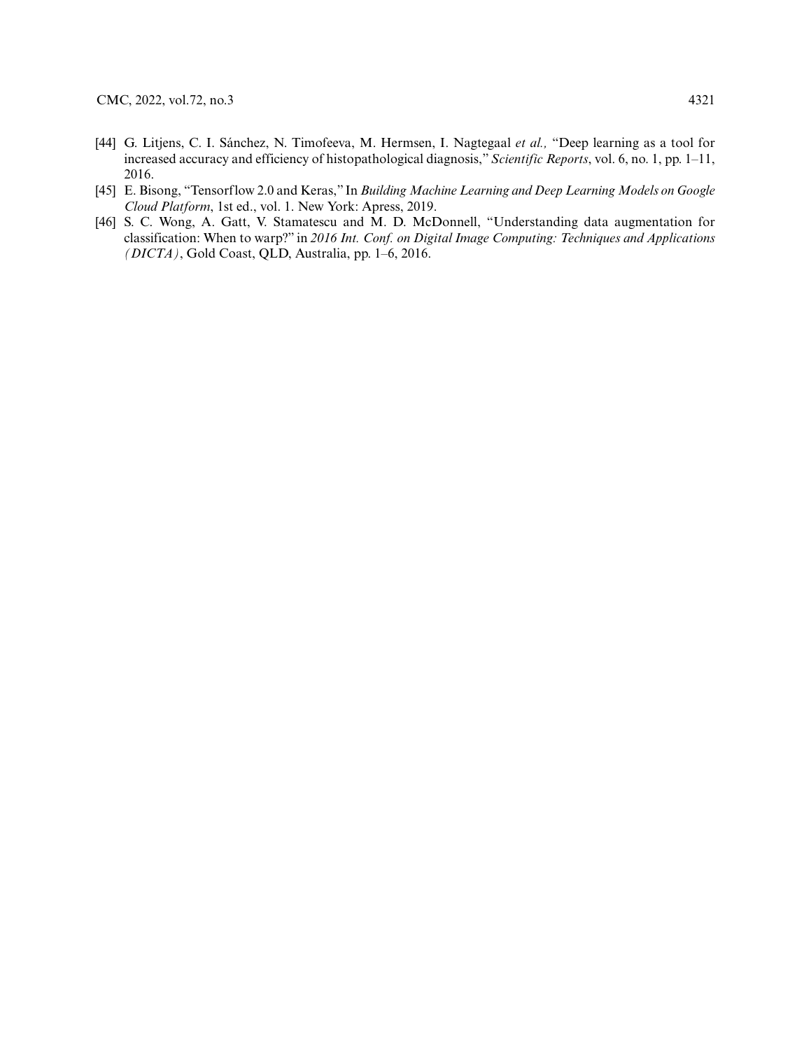[44] G. Litjens, C. I. Sánchez, N. Timofeeva, M. Hermsen, I. Nagtegaal *et al.,* "Deep learning as a tool for increased accuracy and efficiency of histopathological diagnosis," *Scientific Reports*, vol. 6, no. 1, pp. 1–11, 2016.

[45] E. Bisong, "Tensorflow 2.0 and Keras," In *Building Machine Learning and Deep Learning Models on Google Cloud Platform*, 1st ed., vol. 1. New York: Apress, 2019.

[46] S. C. Wong, A. Gatt, V. Stamatescu and M. D. McDonnell, "Understanding data augmentation for classification: When to warp?" in *2016 Int. Conf. on Digital Image Computing: Techniques and Applications (DICTA)*, Gold Coast, QLD, Australia, pp. 1–6, 2016.